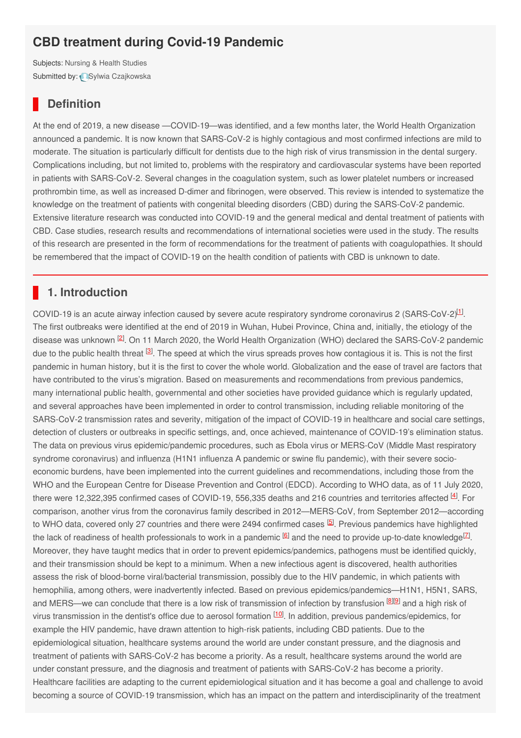# CBD treatment during Covid-19 Pandemic

Subjects: Nursing & Health Studies

Submitted by: Sylwia Czajkowska

## Definition

At the end of 2019, a new disease —COVID-19—was identified, and a few months later, the World Health Organization announced a pandemic. It is now known that SARS-CoV-2 is highly contagious and most confirmed infections are mild to moderate. The situation is particularly difficult for dentists due to the high risk of virus transmission in the dental surgery. Complications including, but not limited to, problems with the respiratory and cardiovascular systems have been reported in patients with SARS-CoV-2. Several changes in the coagulation system, such as lower platelet numbers or increased prothrombin time, as well as increased D-dimer and fibrinogen, were observed. This review is intended to systematize the knowledge on the treatment of patients with congenital bleeding disorders (CBD) during the SARS-CoV-2 pandemic. Extensive literature research was conducted into COVID-19 and the general medical and dental treatment of patients with CBD. Case studies, research results and recommendations of international societies were used in the study. The results of this research are presented in the form of recommendations for the treatment of patients with coagulopathies. It should be remembered that the impact of COVID-19 on the health condition of patients with CBD is unknown to date.

## 1. Introduction

COVID-19 is an acute airway infection caused by severe acute respiratory syndrome coronavirus 2 (SARS-CoV-2)[1]. The first outbreaks were identified at the end of 2019 in Wuhan, Hubei Province, China and, initially, the etiology of the disease was unknown [2]. On 11 March 2020, the World Health Organization (WHO) declared the SARS-CoV-2 pandemic due to the public health threat [3]. The speed at which the virus spreads proves how contagious it is. This is not the first pandemic in human history, but it is the first to cover the whole world. Globalization and the ease of travel are factors that have contributed to the virus's migration. Based on measurements and recommendations from previous pandemics, many international public health, governmental and other societies have provided guidance which is regularly updated, and several approaches have been implemented in order to control transmission, including reliable monitoring of the SARS-CoV-2 transmission rates and severity, mitigation of the impact of COVID-19 in healthcare and social care settings, detection of clusters or outbreaks in specific settings, and, once achieved, maintenance of COVID-19's elimination status. The data on previous virus epidemic/pandemic procedures, such as Ebola virus or MERS-CoV (Middle Mast respiratory syndrome coronavirus) and influenza (H1N1 influenza A pandemic or swine flu pandemic), with their severe socio-economic burdens, have been implemented into the current guidelines and recommendations, including those from the WHO and the European Centre for Disease Prevention and Control (EDCD). According to WHO data, as of 11 July 2020, there were 12,322,395 confirmed cases of COVID-19, 556,335 deaths and 216 countries and territories affected [4]. For comparison, another virus from the coronavirus family described in 2012—MERS-CoV, from September 2012—according to WHO data, covered only 27 countries and there were 2494 confirmed cases [5]. Previous pandemics have highlighted the lack of readiness of health professionals to work in a pandemic [6] and the need to provide up-to-date knowledge[7]. Moreover, they have taught medics that in order to prevent epidemics/pandemics, pathogens must be identified quickly, and their transmission should be kept to a minimum. When a new infectious agent is discovered, health authorities assess the risk of blood-borne viral/bacterial transmission, possibly due to the HIV pandemic, in which patients with hemophilia, among others, were inadvertently infected. Based on previous epidemics/pandemics—H1N1, H5N1, SARS, and MERS—we can conclude that there is a low risk of transmission of infection by transfusion [8][9] and a high risk of virus transmission in the dentist's office due to aerosol formation [10]. In addition, previous pandemics/epidemics, for example the HIV pandemic, have drawn attention to high-risk patients, including CBD patients. Due to the epidemiological situation, healthcare systems around the world are under constant pressure, and the diagnosis and treatment of patients with SARS-CoV-2 has become a priority. As a result, healthcare systems around the world are under constant pressure, and the diagnosis and treatment of patients with SARS-CoV-2 has become a priority. Healthcare facilities are adapting to the current epidemiological situation and it has become a goal and challenge to avoid becoming a source of COVID-19 transmission, which has an impact on the pattern and interdisciplinarity of the treatment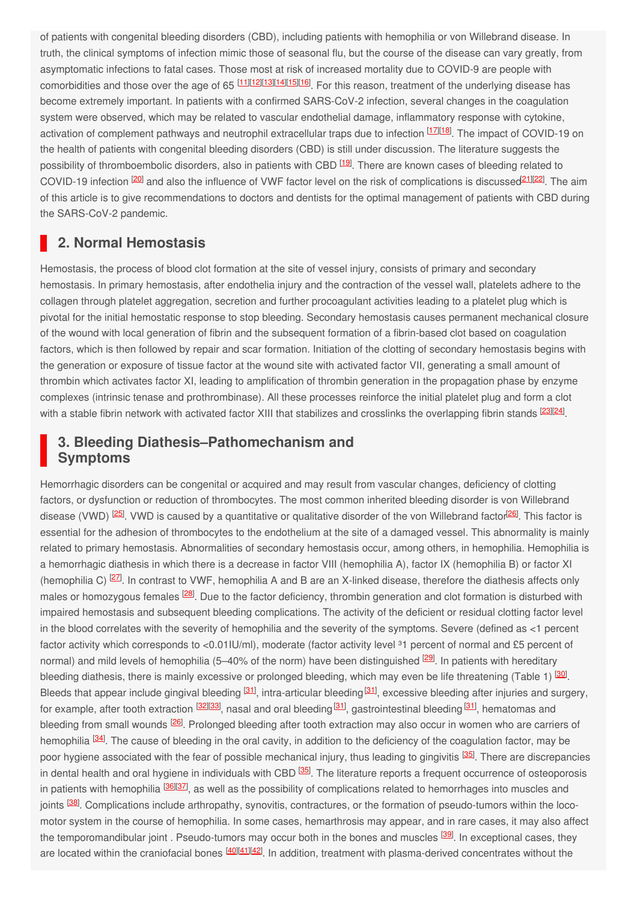of patients with congenital bleeding disorders (CBD), including patients with hemophilia or von Willebrand disease. In truth, the clinical symptoms of infection mimic those of seasonal flu, but the course of the disease can vary greatly, from asymptomatic infections to fatal cases. Those most at risk of increased mortality due to COVID-9 are people with comorbidities and those over the age of 65 [11][12][13][14][15][16]. For this reason, treatment of the underlying disease has become extremely important. In patients with a confirmed SARS-CoV-2 infection, several changes in the coagulation system were observed, which may be related to vascular endothelial damage, inflammatory response with cytokine, activation of complement pathways and neutrophil extracellular traps due to infection [17][18]. The impact of COVID-19 on the health of patients with congenital bleeding disorders (CBD) is still under discussion. The literature suggests the possibility of thromboembolic disorders, also in patients with CBD [19]. There are known cases of bleeding related to COVID-19 infection [20] and also the influence of VWF factor level on the risk of complications is discussed[21][22]. The aim of this article is to give recommendations to doctors and dentists for the optimal management of patients with CBD during the SARS-CoV-2 pandemic.

## 2. Normal Hemostasis

Hemostasis, the process of blood clot formation at the site of vessel injury, consists of primary and secondary hemostasis. In primary hemostasis, after endothelia injury and the contraction of the vessel wall, platelets adhere to the collagen through platelet aggregation, secretion and further procoagulant activities leading to a platelet plug which is pivotal for the initial hemostatic response to stop bleeding. Secondary hemostasis causes permanent mechanical closure of the wound with local generation of fibrin and the subsequent formation of a fibrin-based clot based on coagulation factors, which is then followed by repair and scar formation. Initiation of the clotting of secondary hemostasis begins with the generation or exposure of tissue factor at the wound site with activated factor VII, generating a small amount of thrombin which activates factor XI, leading to amplification of thrombin generation in the propagation phase by enzyme complexes (intrinsic tenase and prothrombinase). All these processes reinforce the initial platelet plug and form a clot with a stable fibrin network with activated factor XIII that stabilizes and crosslinks the overlapping fibrin stands [23][24].

## 3. Bleeding Diathesis–Pathomechanism and Symptoms

Hemorrhagic disorders can be congenital or acquired and may result from vascular changes, deficiency of clotting factors, or dysfunction or reduction of thrombocytes. The most common inherited bleeding disorder is von Willebrand disease (VWD) [25]. VWD is caused by a quantitative or qualitative disorder of the von Willebrand factor[26]. This factor is essential for the adhesion of thrombocytes to the endothelium at the site of a damaged vessel. This abnormality is mainly related to primary hemostasis. Abnormalities of secondary hemostasis occur, among others, in hemophilia. Hemophilia is a hemorrhagic diathesis in which there is a decrease in factor VIII (hemophilia A), factor IX (hemophilia B) or factor XI (hemophilia C) [27]. In contrast to VWF, hemophilia A and B are an X-linked disease, therefore the diathesis affects only males or homozygous females [28]. Due to the factor deficiency, thrombin generation and clot formation is disturbed with impaired hemostasis and subsequent bleeding complications. The activity of the deficient or residual clotting factor level in the blood correlates with the severity of hemophilia and the severity of the symptoms. Severe (defined as <1 percent factor activity which corresponds to <0.01IU/ml), moderate (factor activity level ³1 percent of normal and £5 percent of normal) and mild levels of hemophilia (5–40% of the norm) have been distinguished [29]. In patients with hereditary bleeding diathesis, there is mainly excessive or prolonged bleeding, which may even be life threatening (Table 1) [30]. Bleeds that appear include gingival bleeding [31], intra-articular bleeding[31], excessive bleeding after injuries and surgery, for example, after tooth extraction [32][33], nasal and oral bleeding[31], gastrointestinal bleeding[31], hematomas and bleeding from small wounds [26]. Prolonged bleeding after tooth extraction may also occur in women who are carriers of hemophilia [34]. The cause of bleeding in the oral cavity, in addition to the deficiency of the coagulation factor, may be poor hygiene associated with the fear of possible mechanical injury, thus leading to gingivitis [35]. There are discrepancies in dental health and oral hygiene in individuals with CBD [35]. The literature reports a frequent occurrence of osteoporosis in patients with hemophilia [36][37], as well as the possibility of complications related to hemorrhages into muscles and joints [38]. Complications include arthropathy, synovitis, contractures, or the formation of pseudo-tumors within the loco-motor system in the course of hemophilia. In some cases, hemarthrosis may appear, and in rare cases, it may also affect the temporomandibular joint . Pseudo-tumors may occur both in the bones and muscles [39]. In exceptional cases, they are located within the craniofacial bones [40][41][42]. In addition, treatment with plasma-derived concentrates without the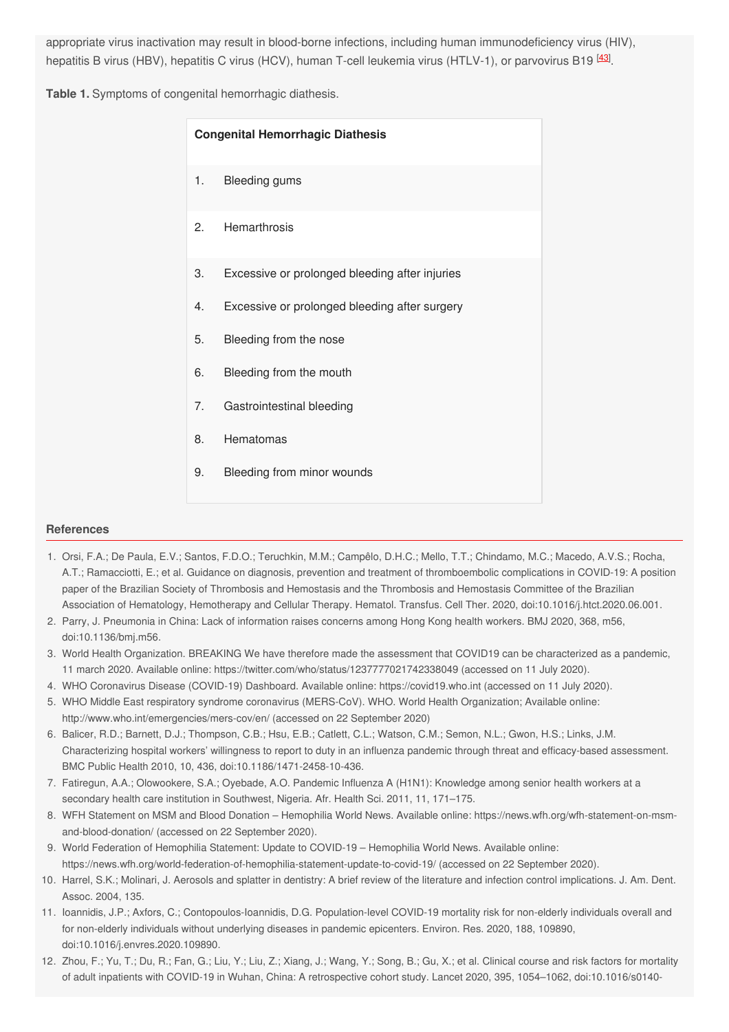appropriate virus inactivation may result in blood-borne infections, including human immunodeficiency virus (HIV), hepatitis B virus (HBV), hepatitis C virus (HCV), human T-cell leukemia virus (HTLV-1), or parvovirus B19 [43].

**Table 1.** Symptoms of congenital hemorrhagic diathesis.

| **Congenital Hemorrhagic Diathesis** |
|---|
| 1. Bleeding gums |
| 2. Hemarthrosis |
| 3. Excessive or prolonged bleeding after injuries |
| 4. Excessive or prolonged bleeding after surgery |
| 5. Bleeding from the nose |
| 6. Bleeding from the mouth |
| 7. Gastrointestinal bleeding |
| 8. Hematomas |
| 9. Bleeding from minor wounds |

## References

1. Orsi, F.A.; De Paula, E.V.; Santos, F.D.O.; Teruchkin, M.M.; Campêlo, D.H.C.; Mello, T.T.; Chindamo, M.C.; Macedo, A.V.S.; Rocha, A.T.; Ramacciotti, E.; et al. Guidance on diagnosis, prevention and treatment of thromboembolic complications in COVID-19: A position paper of the Brazilian Society of Thrombosis and Hemostasis and the Thrombosis and Hemostasis Committee of the Brazilian Association of Hematology, Hemotherapy and Cellular Therapy. Hematol. Transfus. Cell Ther. 2020, doi:10.1016/j.htct.2020.06.001.
2. Parry, J. Pneumonia in China: Lack of information raises concerns among Hong Kong health workers. BMJ 2020, 368, m56, doi:10.1136/bmj.m56.
3. World Health Organization. BREAKING We have therefore made the assessment that COVID19 can be characterized as a pandemic, 11 march 2020. Available online: https://twitter.com/who/status/1237777021742338049 (accessed on 11 July 2020).
4. WHO Coronavirus Disease (COVID-19) Dashboard. Available online: https://covid19.who.int (accessed on 11 July 2020).
5. WHO Middle East respiratory syndrome coronavirus (MERS-CoV). WHO. World Health Organization; Available online: http://www.who.int/emergencies/mers-cov/en/ (accessed on 22 September 2020)
6. Balicer, R.D.; Barnett, D.J.; Thompson, C.B.; Hsu, E.B.; Catlett, C.L.; Watson, C.M.; Semon, N.L.; Gwon, H.S.; Links, J.M. Characterizing hospital workers' willingness to report to duty in an influenza pandemic through threat and efficacy-based assessment. BMC Public Health 2010, 10, 436, doi:10.1186/1471-2458-10-436.
7. Fatiregun, A.A.; Olowookere, S.A.; Oyebade, A.O. Pandemic Influenza A (H1N1): Knowledge among senior health workers at a secondary health care institution in Southwest, Nigeria. Afr. Health Sci. 2011, 11, 171–175.
8. WFH Statement on MSM and Blood Donation – Hemophilia World News. Available online: https://news.wfh.org/wfh-statement-on-msm-and-blood-donation/ (accessed on 22 September 2020).
9. World Federation of Hemophilia Statement: Update to COVID-19 – Hemophilia World News. Available online: https://news.wfh.org/world-federation-of-hemophilia-statement-update-to-covid-19/ (accessed on 22 September 2020).
10. Harrel, S.K.; Molinari, J. Aerosols and splatter in dentistry: A brief review of the literature and infection control implications. J. Am. Dent. Assoc. 2004, 135.
11. Ioannidis, J.P.; Axfors, C.; Contopoulos-Ioannidis, D.G. Population-level COVID-19 mortality risk for non-elderly individuals overall and for non-elderly individuals without underlying diseases in pandemic epicenters. Environ. Res. 2020, 188, 109890, doi:10.1016/j.envres.2020.109890.
12. Zhou, F.; Yu, T.; Du, R.; Fan, G.; Liu, Y.; Liu, Z.; Xiang, J.; Wang, Y.; Song, B.; Gu, X.; et al. Clinical course and risk factors for mortality of adult inpatients with COVID-19 in Wuhan, China: A retrospective cohort study. Lancet 2020, 395, 1054–1062, doi:10.1016/s0140-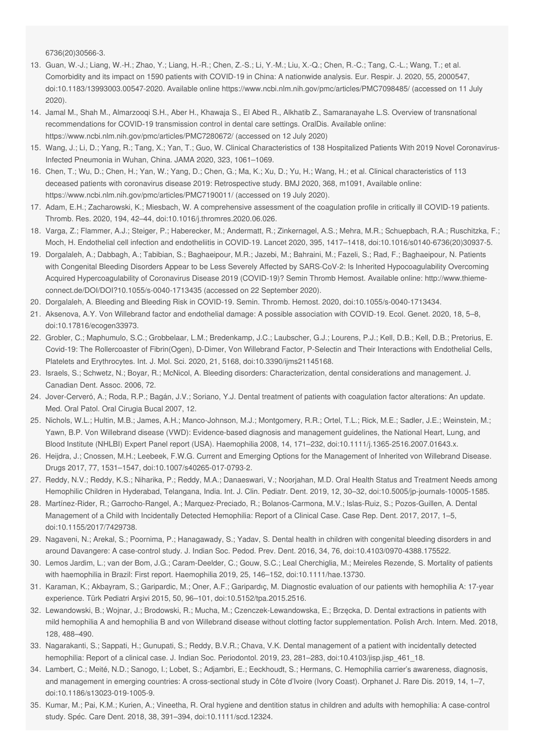6736(20)30566-3.

13. Guan, W.-J.; Liang, W.-H.; Zhao, Y.; Liang, H.-R.; Chen, Z.-S.; Li, Y.-M.; Liu, X.-Q.; Chen, R.-C.; Tang, C.-L.; Wang, T.; et al. Comorbidity and its impact on 1590 patients with COVID-19 in China: A nationwide analysis. Eur. Respir. J. 2020, 55, 2000547, doi:10.1183/13993003.00547-2020. Available online https://www.ncbi.nlm.nih.gov/pmc/articles/PMC7098485/ (accessed on 11 July 2020).
14. Jamal M., Shah M., Almarzooqi S.H., Aber H., Khawaja S., El Abed R., Alkhatib Z., Samaranayahe L.S. Overview of transnational recommendations for COVID-19 transmission control in dental care settings. OralDis. Available online: https://www.ncbi.nlm.nih.gov/pmc/articles/PMC7280672/ (accessed on 12 July 2020)
15. Wang, J.; Li, D.; Yang, R.; Tang, X.; Yan, T.; Guo, W. Clinical Characteristics of 138 Hospitalized Patients With 2019 Novel Coronavirus-Infected Pneumonia in Wuhan, China. JAMA 2020, 323, 1061–1069.
16. Chen, T.; Wu, D.; Chen, H.; Yan, W.; Yang, D.; Chen, G.; Ma, K.; Xu, D.; Yu, H.; Wang, H.; et al. Clinical characteristics of 113 deceased patients with coronavirus disease 2019: Retrospective study. BMJ 2020, 368, m1091, Available online: https://www.ncbi.nlm.nih.gov/pmc/articles/PMC7190011/ (accessed on 19 July 2020).
17. Adam, E.H.; Zacharowski, K.; Miesbach, W. A comprehensive assessment of the coagulation profile in critically ill COVID-19 patients. Thromb. Res. 2020, 194, 42–44, doi:10.1016/j.thromres.2020.06.026.
18. Varga, Z.; Flammer, A.J.; Steiger, P.; Haberecker, M.; Andermatt, R.; Zinkernagel, A.S.; Mehra, M.R.; Schuepbach, R.A.; Ruschitzka, F.; Moch, H. Endothelial cell infection and endotheliitis in COVID-19. Lancet 2020, 395, 1417–1418, doi:10.1016/s0140-6736(20)30937-5.
19. Dorgalaleh, A.; Dabbagh, A.; Tabibian, S.; Baghaeipour, M.R.; Jazebi, M.; Bahraini, M.; Fazeli, S.; Rad, F.; Baghaeipour, N. Patients with Congenital Bleeding Disorders Appear to be Less Severely Affected by SARS-CoV-2: Is Inherited Hypocoagulability Overcoming Acquired Hypercoagulability of Coronavirus Disease 2019 (COVID-19)? Semin Thromb Hemost. Available online: http://www.thieme-connect.de/DOI/DOI?10.1055/s-0040-1713435 (accessed on 22 September 2020).
20. Dorgalaleh, A. Bleeding and Bleeding Risk in COVID-19. Semin. Thromb. Hemost. 2020, doi:10.1055/s-0040-1713434.
21. Aksenova, A.Y. Von Willebrand factor and endothelial damage: A possible association with COVID-19. Ecol. Genet. 2020, 18, 5–8, doi:10.17816/ecogen33973.
22. Grobler, C.; Maphumulo, S.C.; Grobbelaar, L.M.; Bredenkamp, J.C.; Laubscher, G.J.; Lourens, P.J.; Kell, D.B.; Kell, D.B.; Pretorius, E. Covid-19: The Rollercoaster of Fibrin(Ogen), D-Dimer, Von Willebrand Factor, P-Selectin and Their Interactions with Endothelial Cells, Platelets and Erythrocytes. Int. J. Mol. Sci. 2020, 21, 5168, doi:10.3390/ijms21145168.
23. Israels, S.; Schwetz, N.; Boyar, R.; McNicol, A. Bleeding disorders: Characterization, dental considerations and management. J. Canadian Dent. Assoc. 2006, 72.
24. Jover-Cerveró, A.; Roda, R.P.; Bagán, J.V.; Soriano, Y.J. Dental treatment of patients with coagulation factor alterations: An update. Med. Oral Patol. Oral Cirugia Bucal 2007, 12.
25. Nichols, W.L.; Hultin, M.B.; James, A.H.; Manco-Johnson, M.J.; Montgomery, R.R.; Ortel, T.L.; Rick, M.E.; Sadler, J.E.; Weinstein, M.; Yawn, B.P. Von Willebrand disease (VWD): Evidence-based diagnosis and management guidelines, the National Heart, Lung, and Blood Institute (NHLBI) Expert Panel report (USA). Haemophilia 2008, 14, 171–232, doi:10.1111/j.1365-2516.2007.01643.x.
26. Heijdra, J.; Cnossen, M.H.; Leebeek, F.W.G. Current and Emerging Options for the Management of Inherited von Willebrand Disease. Drugs 2017, 77, 1531–1547, doi:10.1007/s40265-017-0793-2.
27. Reddy, N.V.; Reddy, K.S.; Niharika, P.; Reddy, M.A.; Danaeswari, V.; Noorjahan, M.D. Oral Health Status and Treatment Needs among Hemophilic Children in Hyderabad, Telangana, India. Int. J. Clin. Pediatr. Dent. 2019, 12, 30–32, doi:10.5005/jp-journals-10005-1585.
28. Martínez-Rider, R.; Garrocho-Rangel, A.; Marquez-Preciado, R.; Bolanos-Carmona, M.V.; Islas-Ruiz, S.; Pozos-Guillen, A. Dental Management of a Child with Incidentally Detected Hemophilia: Report of a Clinical Case. Case Rep. Dent. 2017, 2017, 1–5, doi:10.1155/2017/7429738.
29. Nagaveni, N.; Arekal, S.; Poornima, P.; Hanagawady, S.; Yadav, S. Dental health in children with congenital bleeding disorders in and around Davangere: A case-control study. J. Indian Soc. Pedod. Prev. Dent. 2016, 34, 76, doi:10.4103/0970-4388.175522.
30. Lemos Jardim, L.; van der Bom, J.G.; Caram-Deelder, C.; Gouw, S.C.; Leal Cherchiglia, M.; Meireles Rezende, S. Mortality of patients with haemophilia in Brazil: First report. Haemophilia 2019, 25, 146–152, doi:10.1111/hae.13730.
31. Karaman, K.; Akbayram, S.; Garipardic, M.; Oner, A.F.; Garipardıç, M. Diagnostic evaluation of our patients with hemophilia A: 17-year experience. Türk Pediatri Arşivi 2015, 50, 96–101, doi:10.5152/tpa.2015.2516.
32. Lewandowski, B.; Wojnar, J.; Brodowski, R.; Mucha, M.; Czenczek-Lewandowska, E.; Brzęcka, D. Dental extractions in patients with mild hemophilia A and hemophilia B and von Willebrand disease without clotting factor supplementation. Polish Arch. Intern. Med. 2018, 128, 488–490.
33. Nagarakanti, S.; Sappati, H.; Gunupati, S.; Reddy, B.V.R.; Chava, V.K. Dental management of a patient with incidentally detected hemophilia: Report of a clinical case. J. Indian Soc. Periodontol. 2019, 23, 281–283, doi:10.4103/jisp.jisp_461_18.
34. Lambert, C.; Meité, N.D.; Sanogo, I.; Lobet, S.; Adjambri, E.; Eeckhoudt, S.; Hermans, C. Hemophilia carrier's awareness, diagnosis, and management in emerging countries: A cross-sectional study in Côte d'Ivoire (Ivory Coast). Orphanet J. Rare Dis. 2019, 14, 1–7, doi:10.1186/s13023-019-1005-9.
35. Kumar, M.; Pai, K.M.; Kurien, A.; Vineetha, R. Oral hygiene and dentition status in children and adults with hemophilia: A case-control study. Spéc. Care Dent. 2018, 38, 391–394, doi:10.1111/scd.12324.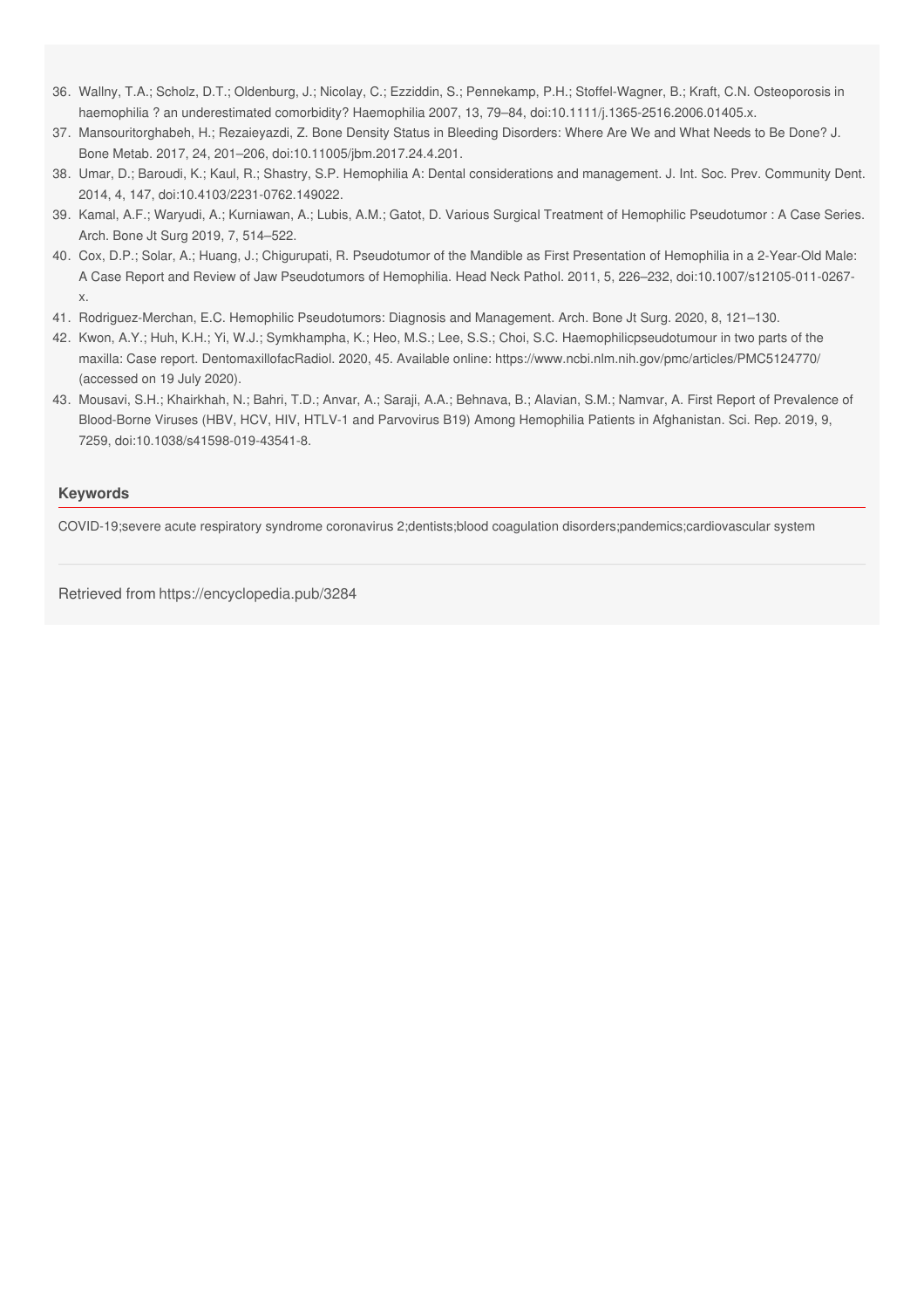36. Wallny, T.A.; Scholz, D.T.; Oldenburg, J.; Nicolay, C.; Ezziddin, S.; Pennekamp, P.H.; Stoffel-Wagner, B.; Kraft, C.N. Osteoporosis in haemophilia ? an underestimated comorbidity? Haemophilia 2007, 13, 79–84, doi:10.1111/j.1365-2516.2006.01405.x.
37. Mansouritorghabeh, H.; Rezaieyazdi, Z. Bone Density Status in Bleeding Disorders: Where Are We and What Needs to Be Done? J. Bone Metab. 2017, 24, 201–206, doi:10.11005/jbm.2017.24.4.201.
38. Umar, D.; Baroudi, K.; Kaul, R.; Shastry, S.P. Hemophilia A: Dental considerations and management. J. Int. Soc. Prev. Community Dent. 2014, 4, 147, doi:10.4103/2231-0762.149022.
39. Kamal, A.F.; Waryudi, A.; Kurniawan, A.; Lubis, A.M.; Gatot, D. Various Surgical Treatment of Hemophilic Pseudotumor : A Case Series. Arch. Bone Jt Surg 2019, 7, 514–522.
40. Cox, D.P.; Solar, A.; Huang, J.; Chigurupati, R. Pseudotumor of the Mandible as First Presentation of Hemophilia in a 2-Year-Old Male: A Case Report and Review of Jaw Pseudotumors of Hemophilia. Head Neck Pathol. 2011, 5, 226–232, doi:10.1007/s12105-011-0267-x.
41. Rodriguez-Merchan, E.C. Hemophilic Pseudotumors: Diagnosis and Management. Arch. Bone Jt Surg. 2020, 8, 121–130.
42. Kwon, A.Y.; Huh, K.H.; Yi, W.J.; Symkhampha, K.; Heo, M.S.; Lee, S.S.; Choi, S.C. Haemophilicpseudotumour in two parts of the maxilla: Case report. DentomaxillofacRadiol. 2020, 45. Available online: https://www.ncbi.nlm.nih.gov/pmc/articles/PMC5124770/ (accessed on 19 July 2020).
43. Mousavi, S.H.; Khairkhah, N.; Bahri, T.D.; Anvar, A.; Saraji, A.A.; Behnava, B.; Alavian, S.M.; Namvar, A. First Report of Prevalence of Blood-Borne Viruses (HBV, HCV, HIV, HTLV-1 and Parvovirus B19) Among Hemophilia Patients in Afghanistan. Sci. Rep. 2019, 9, 7259, doi:10.1038/s41598-019-43541-8.

## Keywords

COVID-19;severe acute respiratory syndrome coronavirus 2;dentists;blood coagulation disorders;pandemics;cardiovascular system

Retrieved from https://encyclopedia.pub/3284